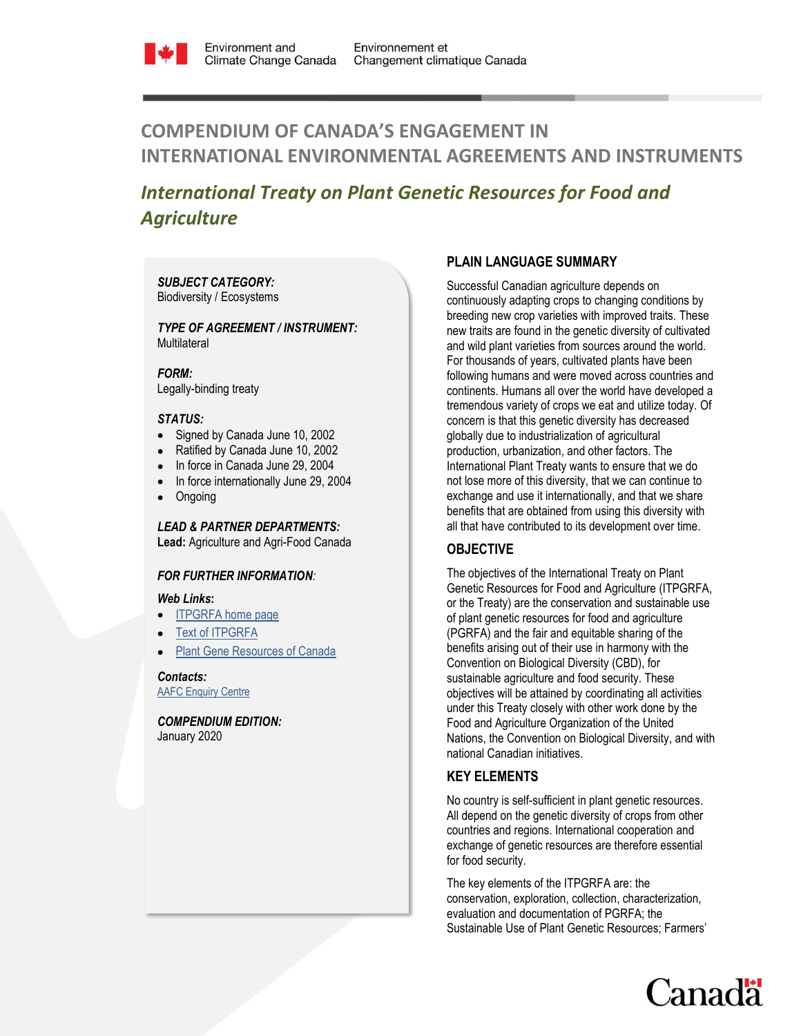# COMPENDIUM OF CANADA'S ENGAGEMENT IN INTERNATIONAL ENVIRONMENTAL AGREEMENTS AND INSTRUMENTS

## *International Treaty on Plant Genetic Resources for Food and Agriculture*

***SUBJECT CATEGORY:***
Biodiversity / Ecosystems

***TYPE OF AGREEMENT / INSTRUMENT:***
Multilateral

***FORM:***
Legally-binding treaty

***STATUS:***

- Signed by Canada June 10, 2002
- Ratified by Canada June 10, 2002
- In force in Canada June 29, 2004
- In force internationally June 29, 2004
- Ongoing

***LEAD & PARTNER DEPARTMENTS:***
**Lead:** Agriculture and Agri-Food Canada

***FOR FURTHER INFORMATION:***

***Web Links:***

- ITPGRFA home page
- Text of ITPGRFA
- Plant Gene Resources of Canada

***Contacts:***
AAFC Enquiry Centre

***COMPENDIUM EDITION:***
January 2020

### PLAIN LANGUAGE SUMMARY

Successful Canadian agriculture depends on continuously adapting crops to changing conditions by breeding new crop varieties with improved traits. These new traits are found in the genetic diversity of cultivated and wild plant varieties from sources around the world. For thousands of years, cultivated plants have been following humans and were moved across countries and continents. Humans all over the world have developed a tremendous variety of crops we eat and utilize today. Of concern is that this genetic diversity has decreased globally due to industrialization of agricultural production, urbanization, and other factors. The International Plant Treaty wants to ensure that we do not lose more of this diversity, that we can continue to exchange and use it internationally, and that we share benefits that are obtained from using this diversity with all that have contributed to its development over time.

### OBJECTIVE

The objectives of the International Treaty on Plant Genetic Resources for Food and Agriculture (ITPGRFA, or the Treaty) are the conservation and sustainable use of plant genetic resources for food and agriculture (PGRFA) and the fair and equitable sharing of the benefits arising out of their use in harmony with the Convention on Biological Diversity (CBD), for sustainable agriculture and food security. These objectives will be attained by coordinating all activities under this Treaty closely with other work done by the Food and Agriculture Organization of the United Nations, the Convention on Biological Diversity, and with national Canadian initiatives.

### KEY ELEMENTS

No country is self-sufficient in plant genetic resources. All depend on the genetic diversity of crops from other countries and regions. International cooperation and exchange of genetic resources are therefore essential for food security.

The key elements of the ITPGRFA are: the conservation, exploration, collection, characterization, evaluation and documentation of PGRFA; the Sustainable Use of Plant Genetic Resources; Farmers'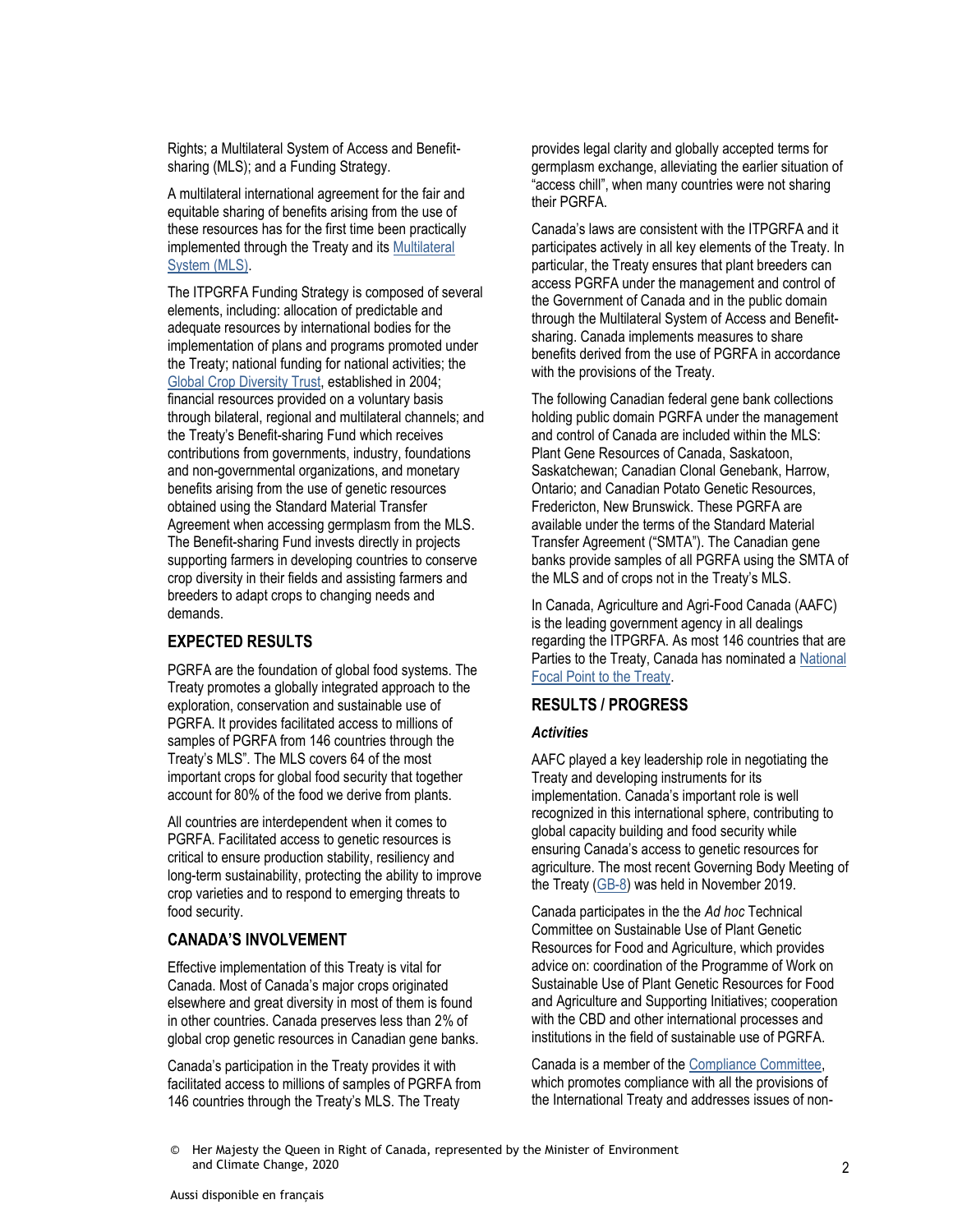Rights; a Multilateral System of Access and Benefit-sharing (MLS); and a Funding Strategy.

A multilateral international agreement for the fair and equitable sharing of benefits arising from the use of these resources has for the first time been practically implemented through the Treaty and its Multilateral System (MLS).

The ITPGRFA Funding Strategy is composed of several elements, including: allocation of predictable and adequate resources by international bodies for the implementation of plans and programs promoted under the Treaty; national funding for national activities; the Global Crop Diversity Trust, established in 2004; financial resources provided on a voluntary basis through bilateral, regional and multilateral channels; and the Treaty's Benefit-sharing Fund which receives contributions from governments, industry, foundations and non-governmental organizations, and monetary benefits arising from the use of genetic resources obtained using the Standard Material Transfer Agreement when accessing germplasm from the MLS. The Benefit-sharing Fund invests directly in projects supporting farmers in developing countries to conserve crop diversity in their fields and assisting farmers and breeders to adapt crops to changing needs and demands.

## EXPECTED RESULTS

PGRFA are the foundation of global food systems. The Treaty promotes a globally integrated approach to the exploration, conservation and sustainable use of PGRFA. It provides facilitated access to millions of samples of PGRFA from 146 countries through the Treaty's MLS". The MLS covers 64 of the most important crops for global food security that together account for 80% of the food we derive from plants.

All countries are interdependent when it comes to PGRFA. Facilitated access to genetic resources is critical to ensure production stability, resiliency and long-term sustainability, protecting the ability to improve crop varieties and to respond to emerging threats to food security.

## CANADA'S INVOLVEMENT

Effective implementation of this Treaty is vital for Canada. Most of Canada's major crops originated elsewhere and great diversity in most of them is found in other countries. Canada preserves less than 2% of global crop genetic resources in Canadian gene banks.

Canada's participation in the Treaty provides it with facilitated access to millions of samples of PGRFA from 146 countries through the Treaty's MLS. The Treaty provides legal clarity and globally accepted terms for germplasm exchange, alleviating the earlier situation of "access chill", when many countries were not sharing their PGRFA.

Canada's laws are consistent with the ITPGRFA and it participates actively in all key elements of the Treaty. In particular, the Treaty ensures that plant breeders can access PGRFA under the management and control of the Government of Canada and in the public domain through the Multilateral System of Access and Benefit-sharing. Canada implements measures to share benefits derived from the use of PGRFA in accordance with the provisions of the Treaty.

The following Canadian federal gene bank collections holding public domain PGRFA under the management and control of Canada are included within the MLS: Plant Gene Resources of Canada, Saskatoon, Saskatchewan; Canadian Clonal Genebank, Harrow, Ontario; and Canadian Potato Genetic Resources, Fredericton, New Brunswick. These PGRFA are available under the terms of the Standard Material Transfer Agreement ("SMTA"). The Canadian gene banks provide samples of all PGRFA using the SMTA of the MLS and of crops not in the Treaty's MLS.

In Canada, Agriculture and Agri-Food Canada (AAFC) is the leading government agency in all dealings regarding the ITPGRFA. As most 146 countries that are Parties to the Treaty, Canada has nominated a National Focal Point to the Treaty.

## RESULTS / PROGRESS

### *Activities*

AAFC played a key leadership role in negotiating the Treaty and developing instruments for its implementation. Canada's important role is well recognized in this international sphere, contributing to global capacity building and food security while ensuring Canada's access to genetic resources for agriculture. The most recent Governing Body Meeting of the Treaty (GB-8) was held in November 2019.

Canada participates in the the *Ad hoc* Technical Committee on Sustainable Use of Plant Genetic Resources for Food and Agriculture, which provides advice on: coordination of the Programme of Work on Sustainable Use of Plant Genetic Resources for Food and Agriculture and Supporting Initiatives; cooperation with the CBD and other international processes and institutions in the field of sustainable use of PGRFA.

Canada is a member of the Compliance Committee, which promotes compliance with all the provisions of the International Treaty and addresses issues of non-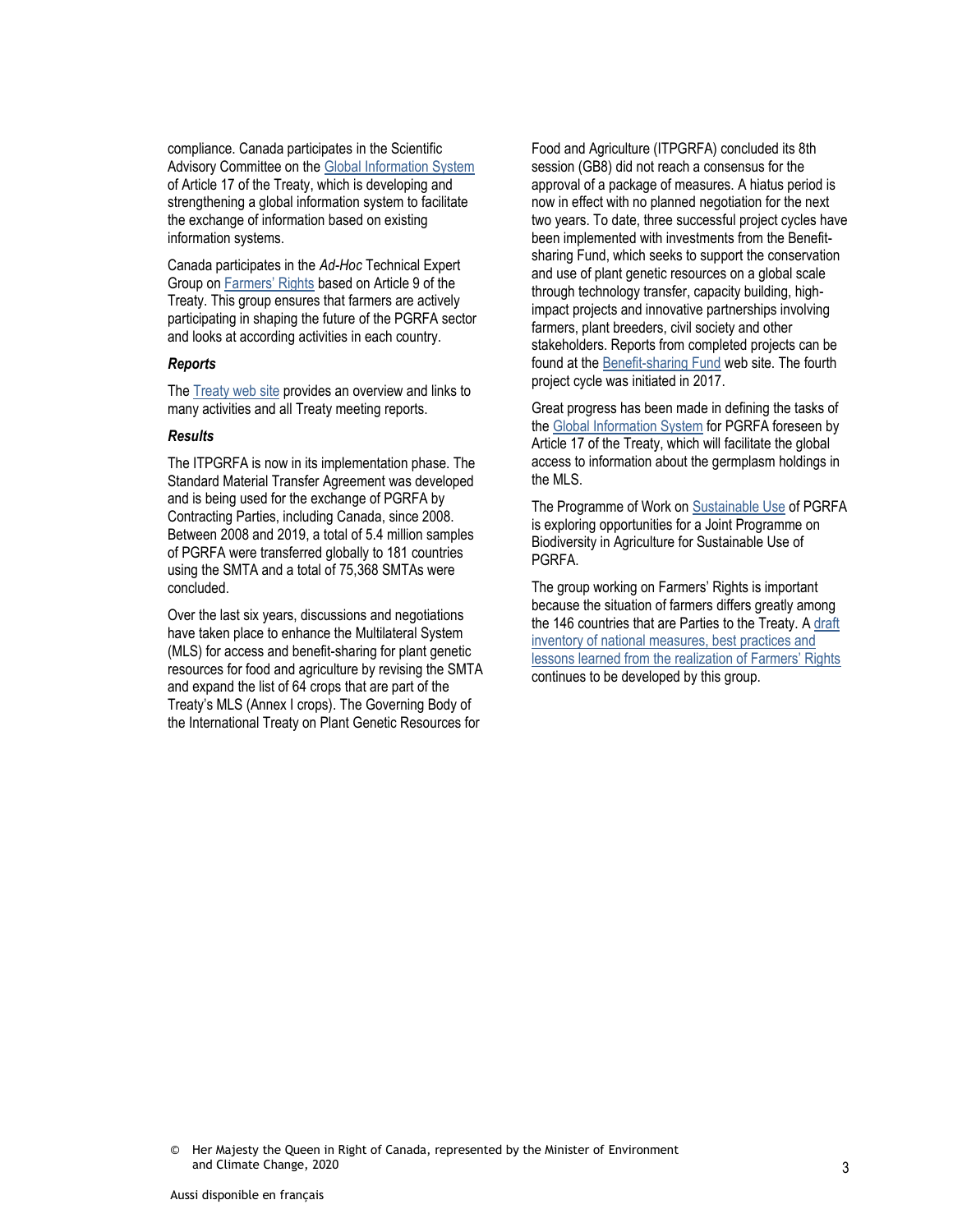compliance. Canada participates in the Scientific Advisory Committee on the Global Information System of Article 17 of the Treaty, which is developing and strengthening a global information system to facilitate the exchange of information based on existing information systems.

Canada participates in the *Ad-Hoc* Technical Expert Group on Farmers' Rights based on Article 9 of the Treaty. This group ensures that farmers are actively participating in shaping the future of the PGRFA sector and looks at according activities in each country.

### *Reports*

The Treaty web site provides an overview and links to many activities and all Treaty meeting reports.

### *Results*

The ITPGRFA is now in its implementation phase. The Standard Material Transfer Agreement was developed and is being used for the exchange of PGRFA by Contracting Parties, including Canada, since 2008. Between 2008 and 2019, a total of 5.4 million samples of PGRFA were transferred globally to 181 countries using the SMTA and a total of 75,368 SMTAs were concluded.

Over the last six years, discussions and negotiations have taken place to enhance the Multilateral System (MLS) for access and benefit-sharing for plant genetic resources for food and agriculture by revising the SMTA and expand the list of 64 crops that are part of the Treaty's MLS (Annex I crops). The Governing Body of the International Treaty on Plant Genetic Resources for Food and Agriculture (ITPGRFA) concluded its 8th session (GB8) did not reach a consensus for the approval of a package of measures. A hiatus period is now in effect with no planned negotiation for the next two years. To date, three successful project cycles have been implemented with investments from the Benefit-sharing Fund, which seeks to support the conservation and use of plant genetic resources on a global scale through technology transfer, capacity building, high-impact projects and innovative partnerships involving farmers, plant breeders, civil society and other stakeholders. Reports from completed projects can be found at the Benefit-sharing Fund web site. The fourth project cycle was initiated in 2017.

Great progress has been made in defining the tasks of the Global Information System for PGRFA foreseen by Article 17 of the Treaty, which will facilitate the global access to information about the germplasm holdings in the MLS.

The Programme of Work on Sustainable Use of PGRFA is exploring opportunities for a Joint Programme on Biodiversity in Agriculture for Sustainable Use of PGRFA.

The group working on Farmers' Rights is important because the situation of farmers differs greatly among the 146 countries that are Parties to the Treaty. A draft inventory of national measures, best practices and lessons learned from the realization of Farmers' Rights continues to be developed by this group.

© Her Majesty the Queen in Right of Canada, represented by the Minister of Environment and Climate Change, 2020

Aussi disponible en français